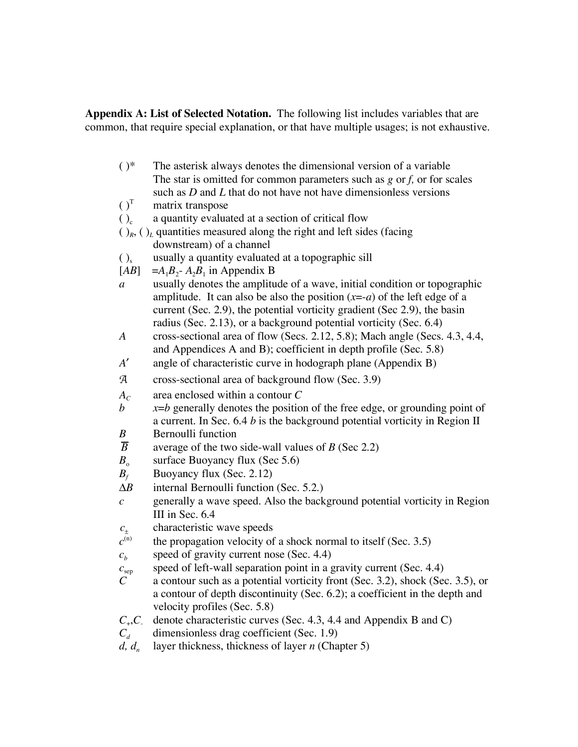**Appendix A: List of Selected Notation.** The following list includes variables that are common, that require special explanation, or that have multiple usages; is not exhaustive.

- $(\ )^*$ — The asterisk always denotes the dimensional version of a variable. The star is omitted for common parameters such as *g* or *f,* or for scales such as *D* and *L* that do not have not have dimensionless versions
- $(\ )^T$ — matrix transpose
- $(\ )_c$ — a quantity evaluated at a section of critical flow
- $(\ )_R$, $(\ )_L$ — quantities measured along the right and left sides (facing downstream) of a channel
- $(\ )_s$ — usually a quantity evaluated at a topographic sill
- $[AB]$ — $=A_1B_2 - A_2B_1$ in Appendix B
- $a$ — usually denotes the amplitude of a wave, initial condition or topographic amplitude. It can also be also the position ($x$=-$a$) of the left edge of a current (Sec. 2.9), the potential vorticity gradient (Sec 2.9), the basin radius (Sec. 2.13), or a background potential vorticity (Sec. 6.4)
- $A$ — cross-sectional area of flow (Secs. 2.12, 5.8); Mach angle (Secs. 4.3, 4.4, and Appendices A and B); coefficient in depth profile (Sec. 5.8)
- $A'$ — angle of characteristic curve in hodograph plane (Appendix B)
- $\mathcal{A}$ — cross-sectional area of background flow (Sec. 3.9)
- $A_C$ — area enclosed within a contour $C$
- $b$ — $x$=$b$ generally denotes the position of the free edge, or grounding point of a current. In Sec. 6.4 $b$ is the background potential vorticity in Region II
- $B$ — Bernoulli function
- $\overline{B}$ — average of the two side-wall values of $B$ (Sec 2.2)
- $B_o$ — surface Buoyancy flux (Sec 5.6)
- $B_f$ — Buoyancy flux (Sec. 2.12)
- $\Delta B$ — internal Bernoulli function (Sec. 5.2.)
- $c$ — generally a wave speed. Also the background potential vorticity in Region III in Sec. 6.4
- $c_\pm$ — characteristic wave speeds
- $c^{(n)}$ — the propagation velocity of a shock normal to itself (Sec. 3.5)
- $c_b$ — speed of gravity current nose (Sec. 4.4)
- $c_{sep}$ — speed of left-wall separation point in a gravity current (Sec. 4.4)
- $C$ — a contour such as a potential vorticity front (Sec. 3.2), shock (Sec. 3.5), or a contour of depth discontinuity (Sec. 6.2); a coefficient in the depth and velocity profiles (Sec. 5.8)
- $C_+, C_-$ — denote characteristic curves (Sec. 4.3, 4.4 and Appendix B and C)
- $C_d$ — dimensionless drag coefficient (Sec. 1.9)
- $d$, $d_n$ — layer thickness, thickness of layer $n$ (Chapter 5)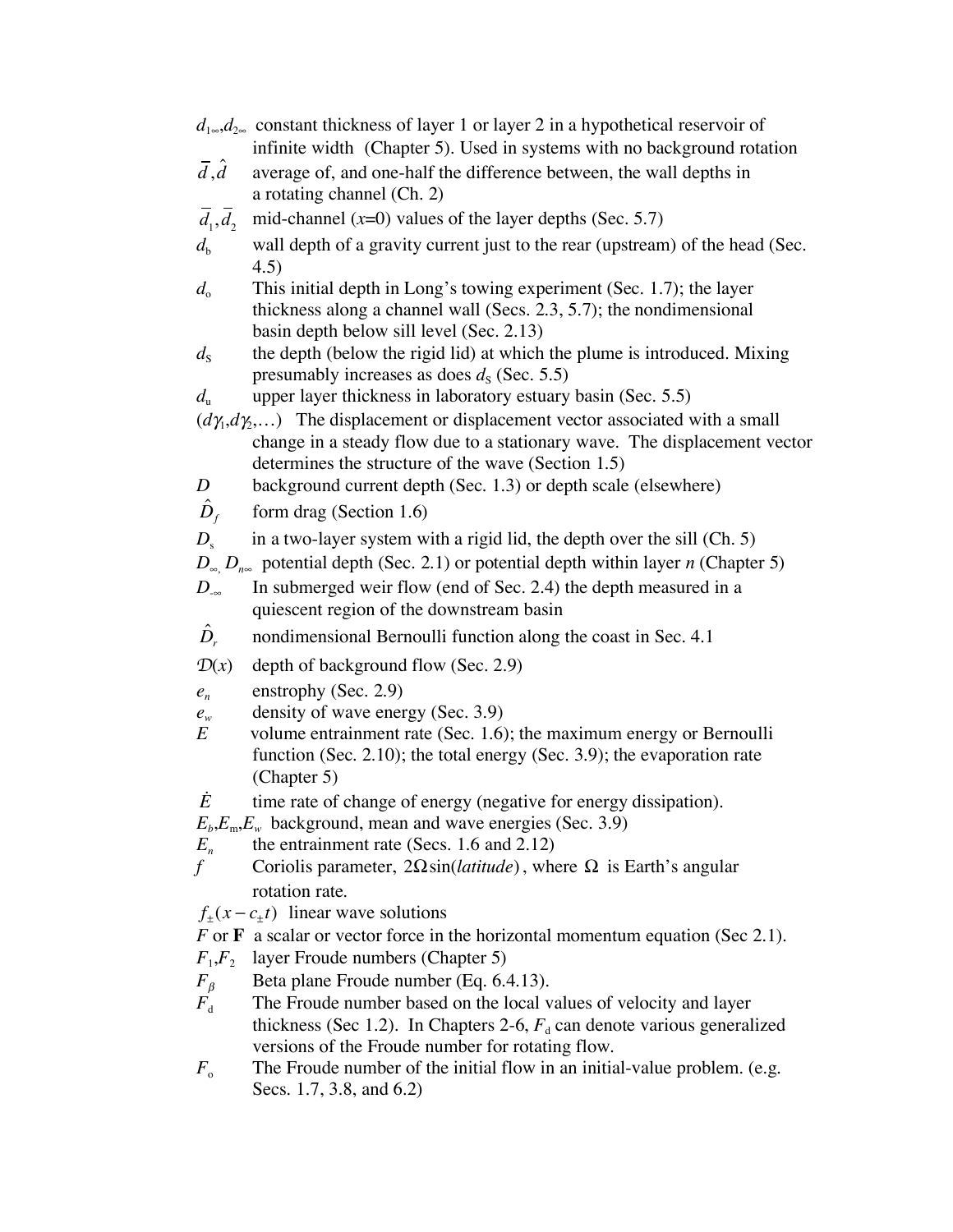$d_{1\infty}, d_{2\infty}$ constant thickness of layer 1 or layer 2 in a hypothetical reservoir of infinite width (Chapter 5). Used in systems with no background rotation

$\bar{d}, \hat{d}$ average of, and one-half the difference between, the wall depths in a rotating channel (Ch. 2)

$\bar{d}_1, \bar{d}_2$ mid-channel ($x$=0) values of the layer depths (Sec. 5.7)

$d_b$ wall depth of a gravity current just to the rear (upstream) of the head (Sec. 4.5)

$d_o$ This initial depth in Long's towing experiment (Sec. 1.7); the layer thickness along a channel wall (Secs. 2.3, 5.7); the nondimensional basin depth below sill level (Sec. 2.13)

$d_S$ the depth (below the rigid lid) at which the plume is introduced. Mixing presumably increases as does $d_S$ (Sec. 5.5)

$d_u$ upper layer thickness in laboratory estuary basin (Sec. 5.5)

$(d\gamma_1, d\gamma_2, \ldots)$ The displacement or displacement vector associated with a small change in a steady flow due to a stationary wave. The displacement vector determines the structure of the wave (Section 1.5)

$D$ background current depth (Sec. 1.3) or depth scale (elsewhere)

$\hat{D}_f$ form drag (Section 1.6)

$D_s$ in a two-layer system with a rigid lid, the depth over the sill (Ch. 5)

$D_\infty$, $D_{n\infty}$ potential depth (Sec. 2.1) or potential depth within layer $n$ (Chapter 5)

$D_{-\infty}$ In submerged weir flow (end of Sec. 2.4) the depth measured in a quiescent region of the downstream basin

$\hat{D}_r$ nondimensional Bernoulli function along the coast in Sec. 4.1

$\mathcal{D}(x)$ depth of background flow (Sec. 2.9)

$e_n$ enstrophy (Sec. 2.9)

$e_w$ density of wave energy (Sec. 3.9)

$E$ volume entrainment rate (Sec. 1.6); the maximum energy or Bernoulli function (Sec. 2.10); the total energy (Sec. 3.9); the evaporation rate (Chapter 5)

$\dot{E}$ time rate of change of energy (negative for energy dissipation).

$E_b, E_m, E_w$ background, mean and wave energies (Sec. 3.9)

$E_n$ the entrainment rate (Secs. 1.6 and 2.12)

$f$ Coriolis parameter, $2\Omega\sin(\textit{latitude})$, where $\Omega$ is Earth's angular rotation rate.

$f_\pm(x - c_\pm t)$ linear wave solutions

$F$ or $\mathbf{F}$ a scalar or vector force in the horizontal momentum equation (Sec 2.1).

$F_1, F_2$ layer Froude numbers (Chapter 5)

$F_\beta$ Beta plane Froude number (Eq. 6.4.13).

$F_d$ The Froude number based on the local values of velocity and layer thickness (Sec 1.2). In Chapters 2-6, $F_d$ can denote various generalized versions of the Froude number for rotating flow.

$F_o$ The Froude number of the initial flow in an initial-value problem. (e.g. Secs. 1.7, 3.8, and 6.2)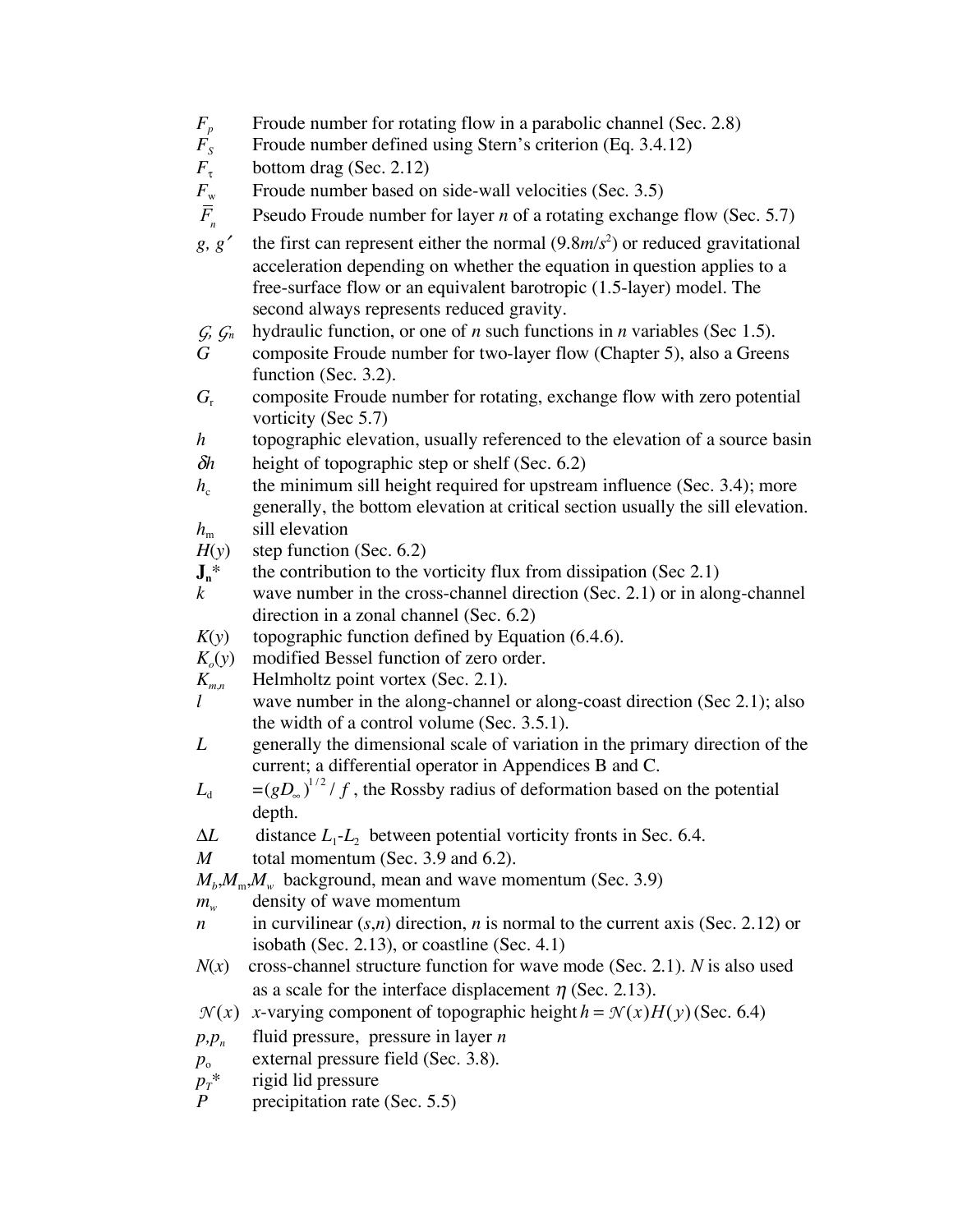$F_p$ Froude number for rotating flow in a parabolic channel (Sec. 2.8)

$F_S$ Froude number defined using Stern's criterion (Eq. 3.4.12)

$F_\tau$ bottom drag (Sec. 2.12)

$F_w$ Froude number based on side-wall velocities (Sec. 3.5)

$\bar{F}_n$ Pseudo Froude number for layer *n* of a rotating exchange flow (Sec. 5.7)

$g$, $g'$ the first can represent either the normal ($9.8 m/s^2$) or reduced gravitational acceleration depending on whether the equation in question applies to a free-surface flow or an equivalent barotropic (1.5-layer) model. The second always represents reduced gravity.

$\mathcal{G}$, $\mathcal{G}_n$ hydraulic function, or one of *n* such functions in *n* variables (Sec 1.5).

$G$ composite Froude number for two-layer flow (Chapter 5), also a Greens function (Sec. 3.2).

$G_r$ composite Froude number for rotating, exchange flow with zero potential vorticity (Sec 5.7)

$h$ topographic elevation, usually referenced to the elevation of a source basin

$\delta h$ height of topographic step or shelf (Sec. 6.2)

$h_c$ the minimum sill height required for upstream influence (Sec. 3.4); more generally, the bottom elevation at critical section usually the sill elevation.

$h_m$ sill elevation

$H(y)$ step function (Sec. 6.2)

$\mathbf{J_n}^*$ the contribution to the vorticity flux from dissipation (Sec 2.1)

$k$ wave number in the cross-channel direction (Sec. 2.1) or in along-channel direction in a zonal channel (Sec. 6.2)

$K(y)$ topographic function defined by Equation (6.4.6).

$K_o(y)$ modified Bessel function of zero order.

$K_{m,n}$ Helmholtz point vortex (Sec. 2.1).

$l$ wave number in the along-channel or along-coast direction (Sec 2.1); also the width of a control volume (Sec. 3.5.1).

$L$ generally the dimensional scale of variation in the primary direction of the current; a differential operator in Appendices B and C.

$L_d$ $=(gD_\infty)^{1/2}/f$, the Rossby radius of deformation based on the potential depth.

$\Delta L$ distance $L_1$-$L_2$ between potential vorticity fronts in Sec. 6.4.

$M$ total momentum (Sec. 3.9 and 6.2).

$M_b$,$M_m$,$M_w$ background, mean and wave momentum (Sec. 3.9)

$m_w$ density of wave momentum

$n$ in curvilinear ($s$,$n$) direction, $n$ is normal to the current axis (Sec. 2.12) or isobath (Sec. 2.13), or coastline (Sec. 4.1)

$N(x)$ cross-channel structure function for wave mode (Sec. 2.1). $N$ is also used as a scale for the interface displacement $\eta$ (Sec. 2.13).

$\mathcal{N}(x)$ $x$-varying component of topographic height $h = \mathcal{N}(x)H(y)$ (Sec. 6.4)

$p$,$p_n$ fluid pressure, pressure in layer $n$

$p_o$ external pressure field (Sec. 3.8).

$p_T$* rigid lid pressure

$P$ precipitation rate (Sec. 5.5)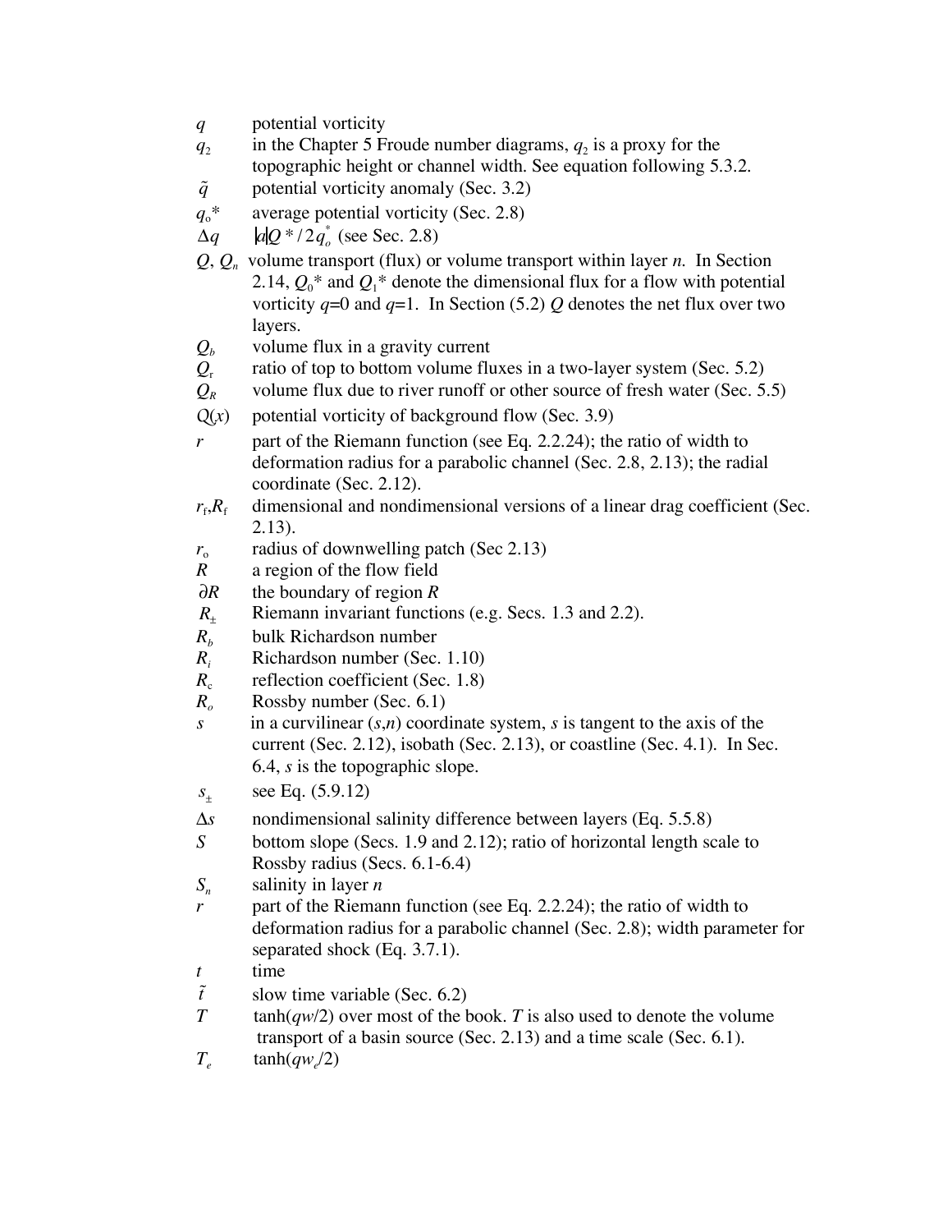$q$ potential vorticity

$q_2$ in the Chapter 5 Froude number diagrams, $q_2$ is a proxy for the topographic height or channel width. See equation following 5.3.2.

$\tilde{q}$ potential vorticity anomaly (Sec. 3.2)

$q_o$* average potential vorticity (Sec. 2.8)

$\Delta q$ $|d|Q^*/2q_o^*$ (see Sec. 2.8)

$Q$, $Q_n$ volume transport (flux) or volume transport within layer $n$. In Section 2.14, $Q_0$* and $Q_1$* denote the dimensional flux for a flow with potential vorticity $q$=0 and $q$=1. In Section (5.2) $Q$ denotes the net flux over two layers.

$Q_b$ volume flux in a gravity current

$Q_r$ ratio of top to bottom volume fluxes in a two-layer system (Sec. 5.2)

$Q_R$ volume flux due to river runoff or other source of fresh water (Sec. 5.5)

$Q(x)$ potential vorticity of background flow (Sec. 3.9)

$r$ part of the Riemann function (see Eq. 2.2.24); the ratio of width to deformation radius for a parabolic channel (Sec. 2.8, 2.13); the radial coordinate (Sec. 2.12).

$r_f$,$R_f$ dimensional and nondimensional versions of a linear drag coefficient (Sec. 2.13).

$r_o$ radius of downwelling patch (Sec 2.13)

$R$ a region of the flow field

$\partial R$ the boundary of region $R$

$R_\pm$ Riemann invariant functions (e.g. Secs. 1.3 and 2.2).

$R_b$ bulk Richardson number

$R_i$ Richardson number (Sec. 1.10)

$R_c$ reflection coefficient (Sec. 1.8)

$R_o$ Rossby number (Sec. 6.1)

$s$ in a curvilinear ($s$,$n$) coordinate system, $s$ is tangent to the axis of the current (Sec. 2.12), isobath (Sec. 2.13), or coastline (Sec. 4.1). In Sec. 6.4, $s$ is the topographic slope.

$s_\pm$ see Eq. (5.9.12)

$\Delta s$ nondimensional salinity difference between layers (Eq. 5.5.8)

$S$ bottom slope (Secs. 1.9 and 2.12); ratio of horizontal length scale to Rossby radius (Secs. 6.1-6.4)

$S_n$ salinity in layer $n$

$r$ part of the Riemann function (see Eq. 2.2.24); the ratio of width to deformation radius for a parabolic channel (Sec. 2.8); width parameter for separated shock (Eq. 3.7.1).

$t$ time

$\tilde{t}$ slow time variable (Sec. 6.2)

$T$ tanh($qw$/2) over most of the book. $T$ is also used to denote the volume transport of a basin source (Sec. 2.13) and a time scale (Sec. 6.1).

$T_e$ tanh($qw_e$/2)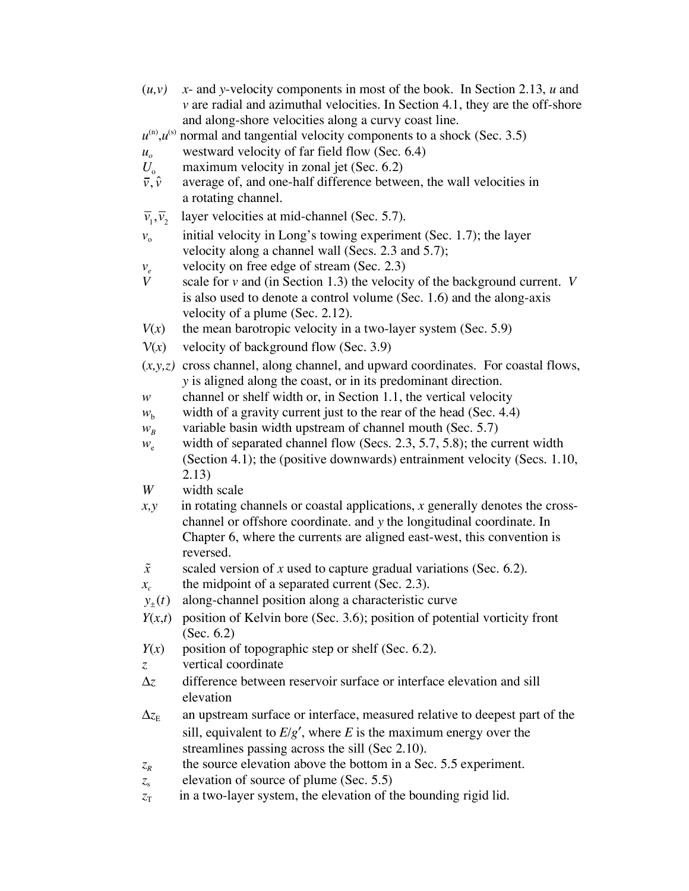$(u,v)$ $x$- and $y$-velocity components in most of the book. In Section 2.13, $u$ and $v$ are radial and azimuthal velocities. In Section 4.1, they are the off-shore and along-shore velocities along a curvy coast line.

$u^{(n)}, u^{(s)}$ normal and tangential velocity components to a shock (Sec. 3.5)

$u_o$ westward velocity of far field flow (Sec. 6.4)

$U_o$ maximum velocity in zonal jet (Sec. 6.2)

$\bar{v}, \hat{v}$ average of, and one-half difference between, the wall velocities in a rotating channel.

$\bar{v}_1, \bar{v}_2$ layer velocities at mid-channel (Sec. 5.7).

$v_o$ initial velocity in Long's towing experiment (Sec. 1.7); the layer velocity along a channel wall (Secs. 2.3 and 5.7);

$v_e$ velocity on free edge of stream (Sec. 2.3)

$V$ scale for $v$ and (in Section 1.3) the velocity of the background current. $V$ is also used to denote a control volume (Sec. 1.6) and the along-axis velocity of a plume (Sec. 2.12).

$V(x)$ the mean barotropic velocity in a two-layer system (Sec. 5.9)

$\mathcal{V}(x)$ velocity of background flow (Sec. 3.9)

$(x,y,z)$ cross channel, along channel, and upward coordinates. For coastal flows, $y$ is aligned along the coast, or in its predominant direction.

$w$ channel or shelf width or, in Section 1.1, the vertical velocity

$w_b$ width of a gravity current just to the rear of the head (Sec. 4.4)

$w_B$ variable basin width upstream of channel mouth (Sec. 5.7)

$w_e$ width of separated channel flow (Secs. 2.3, 5.7, 5.8); the current width (Section 4.1); the (positive downwards) entrainment velocity (Secs. 1.10, 2.13)

$W$ width scale

$x,y$ in rotating channels or coastal applications, $x$ generally denotes the cross-channel or offshore coordinate. and $y$ the longitudinal coordinate. In Chapter 6, where the currents are aligned east-west, this convention is reversed.

$\tilde{x}$ scaled version of $x$ used to capture gradual variations (Sec. 6.2).

$x_c$ the midpoint of a separated current (Sec. 2.3).

$y_{\pm}(t)$ along-channel position along a characteristic curve

$Y(x,t)$ position of Kelvin bore (Sec. 3.6); position of potential vorticity front (Sec. 6.2)

$Y(x)$ position of topographic step or shelf (Sec. 6.2).

$z$ vertical coordinate

$\Delta z$ difference between reservoir surface or interface elevation and sill elevation

$\Delta z_E$ an upstream surface or interface, measured relative to deepest part of the sill, equivalent to $E/g'$, where $E$ is the maximum energy over the streamlines passing across the sill (Sec 2.10).

$z_R$ the source elevation above the bottom in a Sec. 5.5 experiment.

$z_s$ elevation of source of plume (Sec. 5.5)

$z_T$ in a two-layer system, the elevation of the bounding rigid lid.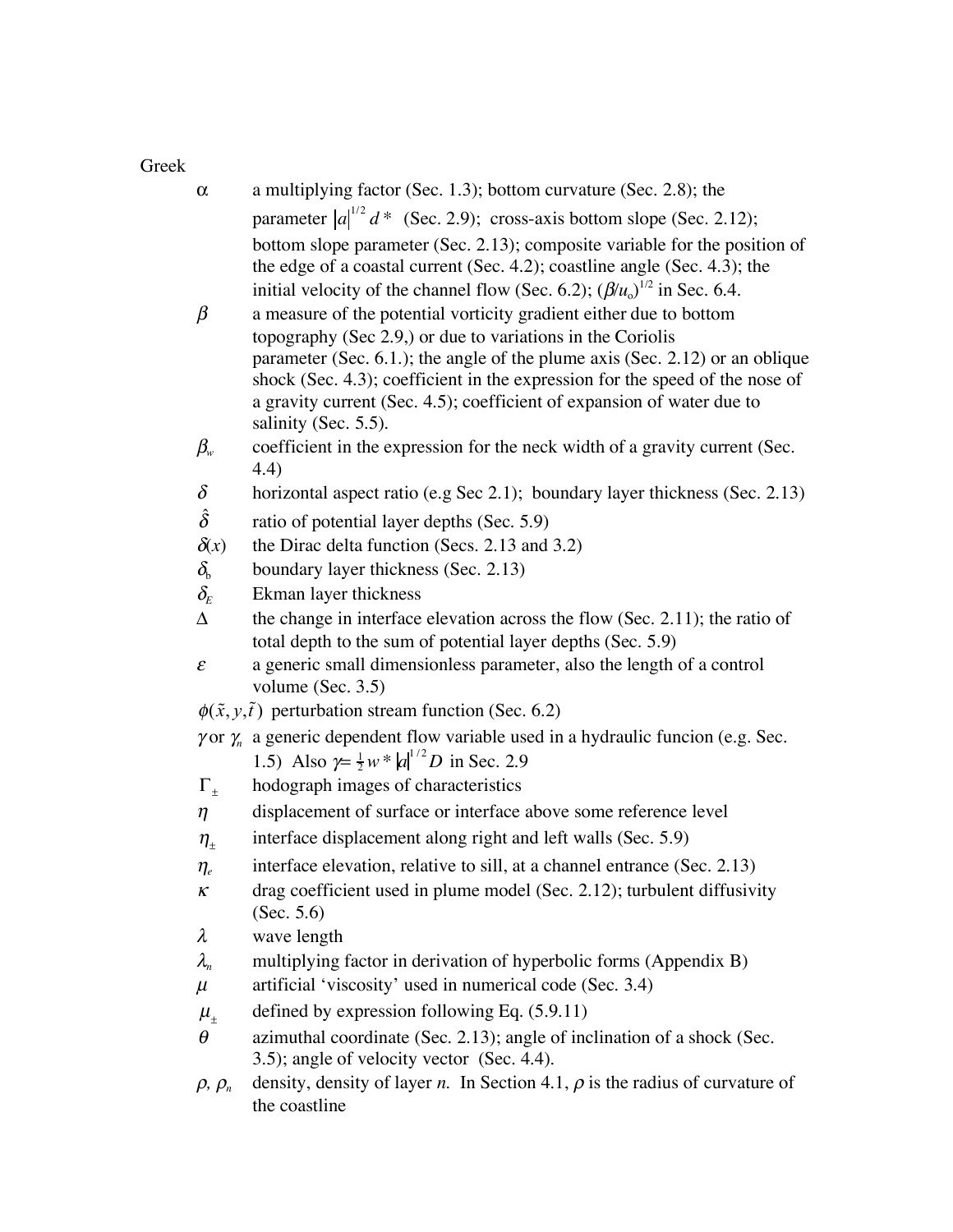Greek

- $\alpha$ a multiplying factor (Sec. 1.3); bottom curvature (Sec. 2.8); the parameter $|a|^{1/2} d*$ (Sec. 2.9); cross-axis bottom slope (Sec. 2.12); bottom slope parameter (Sec. 2.13); composite variable for the position of the edge of a coastal current (Sec. 4.2); coastline angle (Sec. 4.3); the initial velocity of the channel flow (Sec. 6.2); $(\beta/u_o)^{1/2}$ in Sec. 6.4.
- $\beta$ a measure of the potential vorticity gradient either due to bottom topography (Sec 2.9,) or due to variations in the Coriolis parameter (Sec. 6.1.); the angle of the plume axis (Sec. 2.12) or an oblique shock (Sec. 4.3); coefficient in the expression for the speed of the nose of a gravity current (Sec. 4.5); coefficient of expansion of water due to salinity (Sec. 5.5).
- $\beta_w$ coefficient in the expression for the neck width of a gravity current (Sec. 4.4)
- $\delta$ horizontal aspect ratio (e.g Sec 2.1); boundary layer thickness (Sec. 2.13)
- $\hat{\delta}$ ratio of potential layer depths (Sec. 5.9)
- $\delta(x)$ the Dirac delta function (Secs. 2.13 and 3.2)
- $\delta_b$ boundary layer thickness (Sec. 2.13)
- $\delta_E$ Ekman layer thickness
- $\Delta$ the change in interface elevation across the flow (Sec. 2.11); the ratio of total depth to the sum of potential layer depths (Sec. 5.9)
- $\varepsilon$ a generic small dimensionless parameter, also the length of a control volume (Sec. 3.5)
- $\phi(\tilde{x}, y, \tilde{t})$ perturbation stream function (Sec. 6.2)
- $\gamma$ or $\gamma_n$ a generic dependent flow variable used in a hydraulic funcion (e.g. Sec. 1.5) Also $\gamma = \frac{1}{2} w * |a|^{1/2} D$ in Sec. 2.9
- $\Gamma_\pm$ hodograph images of characteristics
- $\eta$ displacement of surface or interface above some reference level
- $\eta_\pm$ interface displacement along right and left walls (Sec. 5.9)
- $\eta_e$ interface elevation, relative to sill, at a channel entrance (Sec. 2.13)
- $\kappa$ drag coefficient used in plume model (Sec. 2.12); turbulent diffusivity (Sec. 5.6)
- $\lambda$ wave length
- $\lambda_n$ multiplying factor in derivation of hyperbolic forms (Appendix B)
- $\mu$ artificial 'viscosity' used in numerical code (Sec. 3.4)
- $\mu_\pm$ defined by expression following Eq. (5.9.11)
- $\theta$ azimuthal coordinate (Sec. 2.13); angle of inclination of a shock (Sec. 3.5); angle of velocity vector (Sec. 4.4).
- $\rho$, $\rho_n$ density, density of layer $n$. In Section 4.1, $\rho$ is the radius of curvature of the coastline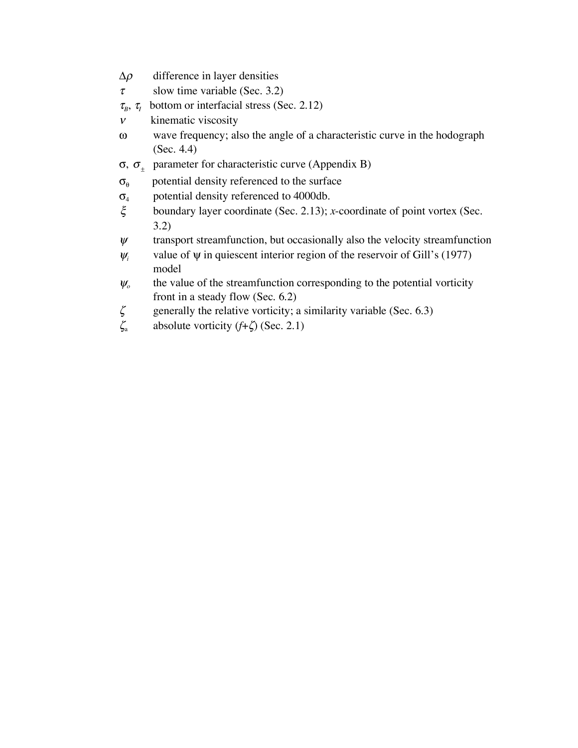$\Delta\rho$ difference in layer densities

$\tau$ slow time variable (Sec. 3.2)

$\tau_B$, $\tau_I$ bottom or interfacial stress (Sec. 2.12)

$\nu$ kinematic viscosity

$\omega$ wave frequency; also the angle of a characteristic curve in the hodograph (Sec. 4.4)

$\sigma$, $\sigma_\pm$ parameter for characteristic curve (Appendix B)

$\sigma_\theta$ potential density referenced to the surface

$\sigma_4$ potential density referenced to 4000db.

$\xi$ boundary layer coordinate (Sec. 2.13); $x$-coordinate of point vortex (Sec. 3.2)

$\psi$ transport streamfunction, but occasionally also the velocity streamfunction

$\psi_i$ value of $\psi$ in quiescent interior region of the reservoir of Gill's (1977) model

$\psi_o$ the value of the streamfunction corresponding to the potential vorticity front in a steady flow (Sec. 6.2)

$\zeta$ generally the relative vorticity; a similarity variable (Sec. 6.3)

$\zeta_a$ absolute vorticity ($f$+$\zeta$) (Sec. 2.1)